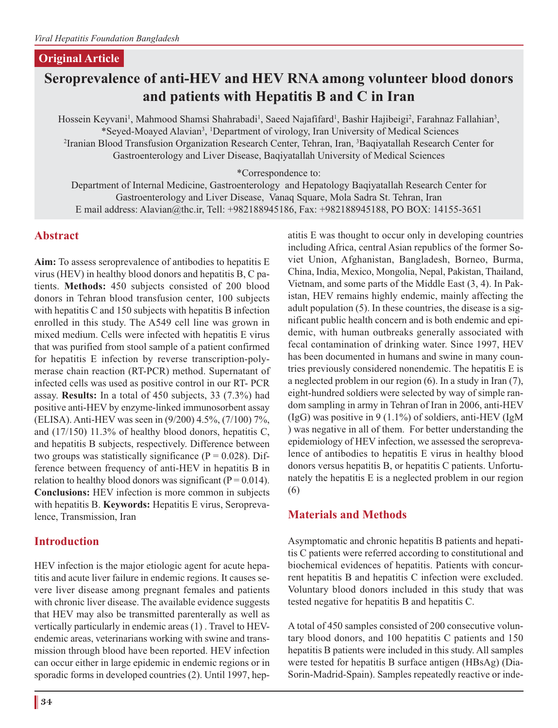Original Article

# Seroprevalence of anti-HEV and HEV RNA among volunteer blood donors and patients with Hepatitis B and C in Iran

Hossein Keyvani[1], Mahmood Shamsi Shahrabadi[1], Saeed Najafifard[1], Bashir Hajibeigi[2], Farahnaz Fallahian[3], *Seyed-Moayed Alavian[3], [1]Department of virology, Iran University of Medical Sciences
[2]Iranian Blood Transfusion Organization Research Center, Tehran, Iran, [3]Baqiyatallah Research Center for Gastroenterology and Liver Disease, Baqiyatallah University of Medical Sciences

*Correspondence to:
Department of Internal Medicine, Gastroenterology and Hepatology Baqiyatallah Research Center for Gastroenterology and Liver Disease, Vanaq Square, Mola Sadra St. Tehran, Iran
E mail address: Alavian@thc.ir, Tell: +982188945186, Fax: +982188945188, PO BOX: 14155-3651

## Abstract

**Aim:** To assess seroprevalence of antibodies to hepatitis E virus (HEV) in healthy blood donors and hepatitis B, C patients. **Methods:** 450 subjects consisted of 200 blood donors in Tehran blood transfusion center, 100 subjects with hepatitis C and 150 subjects with hepatitis B infection enrolled in this study. The A549 cell line was grown in mixed medium. Cells were infected with hepatitis E virus that was purified from stool sample of a patient confirmed for hepatitis E infection by reverse transcription-polymerase chain reaction (RT-PCR) method. Supernatant of infected cells was used as positive control in our RT- PCR assay. **Results:** In a total of 450 subjects, 33 (7.3%) had positive anti-HEV by enzyme-linked immunosorbent assay (ELISA). Anti-HEV was seen in (9/200) 4.5%, (7/100) 7%, and (17/150) 11.3% of healthy blood donors, hepatitis C, and hepatitis B subjects, respectively. Difference between two groups was statistically significance ($P = 0.028$). Difference between frequency of anti-HEV in hepatitis B in relation to healthy blood donors was significant ($P = 0.014$). **Conclusions:** HEV infection is more common in subjects with hepatitis B. **Keywords:** Hepatitis E virus, Seroprevalence, Transmission, Iran

## Introduction

HEV infection is the major etiologic agent for acute hepatitis and acute liver failure in endemic regions. It causes severe liver disease among pregnant females and patients with chronic liver disease. The available evidence suggests that HEV may also be transmitted parenterally as well as vertically particularly in endemic areas (1) . Travel to HEV-endemic areas, veterinarians working with swine and transmission through blood have been reported. HEV infection can occur either in large epidemic in endemic regions or in sporadic forms in developed countries (2). Until 1997, hepatitis E was thought to occur only in developing countries including Africa, central Asian republics of the former Soviet Union, Afghanistan, Bangladesh, Borneo, Burma, China, India, Mexico, Mongolia, Nepal, Pakistan, Thailand, Vietnam, and some parts of the Middle East (3, 4). In Pakistan, HEV remains highly endemic, mainly affecting the adult population (5). In these countries, the disease is a significant public health concern and is both endemic and epidemic, with human outbreaks generally associated with fecal contamination of drinking water. Since 1997, HEV has been documented in humans and swine in many countries previously considered nonendemic. The hepatitis E is a neglected problem in our region (6). In a study in Iran (7), eight-hundred soldiers were selected by way of simple random sampling in army in Tehran of Iran in 2006, anti-HEV (IgG) was positive in 9 (1.1%) of soldiers, anti-HEV (IgM ) was negative in all of them. For better understanding the epidemiology of HEV infection, we assessed the seroprevalence of antibodies to hepatitis E virus in healthy blood donors versus hepatitis B, or hepatitis C patients. Unfortunately the hepatitis E is a neglected problem in our region (6)

## Materials and Methods

Asymptomatic and chronic hepatitis B patients and hepatitis C patients were referred according to constitutional and biochemical evidences of hepatitis. Patients with concurrent hepatitis B and hepatitis C infection were excluded. Voluntary blood donors included in this study that was tested negative for hepatitis B and hepatitis C.

A total of 450 samples consisted of 200 consecutive voluntary blood donors, and 100 hepatitis C patients and 150 hepatitis B patients were included in this study. All samples were tested for hepatitis B surface antigen (HBsAg) (Dia-Sorin-Madrid-Spain). Samples repeatedly reactive or inde-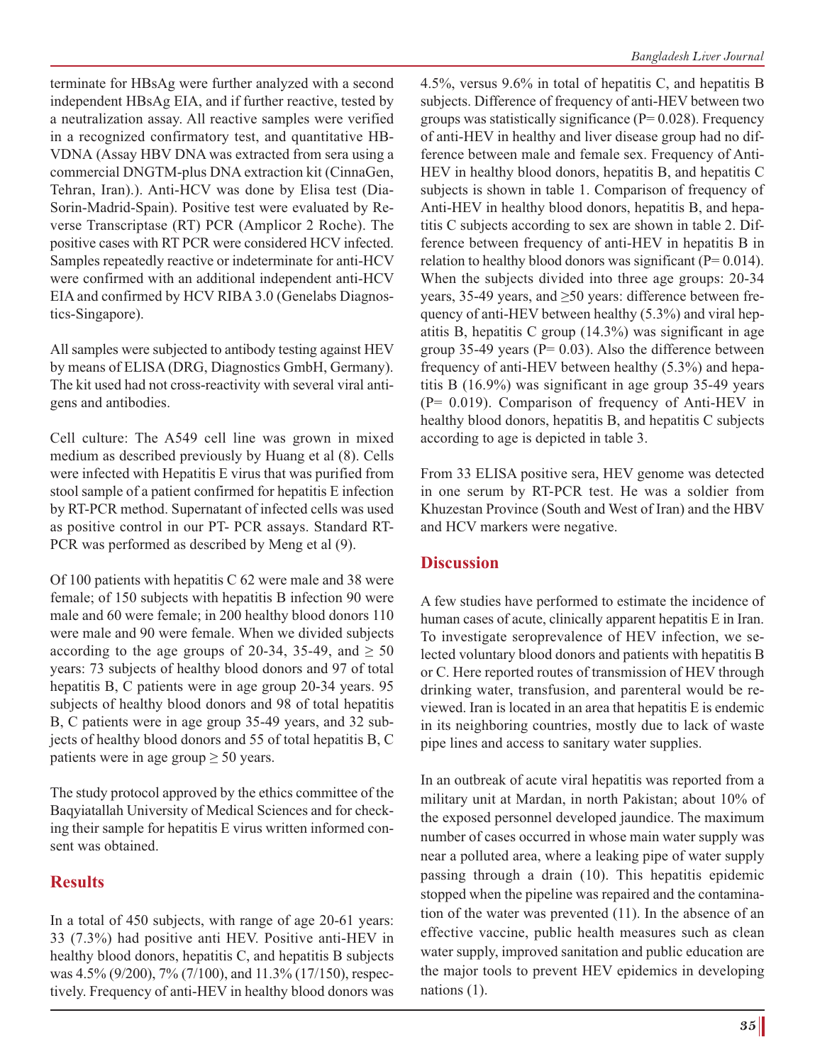terminate for HBsAg were further analyzed with a second independent HBsAg EIA, and if further reactive, tested by a neutralization assay. All reactive samples were verified in a recognized confirmatory test, and quantitative HB-VDNA (Assay HBV DNA was extracted from sera using a commercial DNGTM-plus DNA extraction kit (CinnaGen, Tehran, Iran).). Anti-HCV was done by Elisa test (Dia-Sorin-Madrid-Spain). Positive test were evaluated by Reverse Transcriptase (RT) PCR (Amplicor 2 Roche). The positive cases with RT PCR were considered HCV infected. Samples repeatedly reactive or indeterminate for anti-HCV were confirmed with an additional independent anti-HCV EIA and confirmed by HCV RIBA 3.0 (Genelabs Diagnostics-Singapore).

All samples were subjected to antibody testing against HEV by means of ELISA (DRG, Diagnostics GmbH, Germany). The kit used had not cross-reactivity with several viral antigens and antibodies.

Cell culture: The A549 cell line was grown in mixed medium as described previously by Huang et al (8). Cells were infected with Hepatitis E virus that was purified from stool sample of a patient confirmed for hepatitis E infection by RT-PCR method. Supernatant of infected cells was used as positive control in our PT- PCR assays. Standard RT-PCR was performed as described by Meng et al (9).

Of 100 patients with hepatitis C 62 were male and 38 were female; of 150 subjects with hepatitis B infection 90 were male and 60 were female; in 200 healthy blood donors 110 were male and 90 were female. When we divided subjects according to the age groups of 20-34, 35-49, and ≥ 50 years: 73 subjects of healthy blood donors and 97 of total hepatitis B, C patients were in age group 20-34 years. 95 subjects of healthy blood donors and 98 of total hepatitis B, C patients were in age group 35-49 years, and 32 subjects of healthy blood donors and 55 of total hepatitis B, C patients were in age group ≥ 50 years.

The study protocol approved by the ethics committee of the Baqyiatallah University of Medical Sciences and for checking their sample for hepatitis E virus written informed consent was obtained.

## Results

In a total of 450 subjects, with range of age 20-61 years: 33 (7.3%) had positive anti HEV. Positive anti-HEV in healthy blood donors, hepatitis C, and hepatitis B subjects was 4.5% (9/200), 7% (7/100), and 11.3% (17/150), respectively. Frequency of anti-HEV in healthy blood donors was 4.5%, versus 9.6% in total of hepatitis C, and hepatitis B subjects. Difference of frequency of anti-HEV between two groups was statistically significance (P= 0.028). Frequency of anti-HEV in healthy and liver disease group had no difference between male and female sex. Frequency of Anti-HEV in healthy blood donors, hepatitis B, and hepatitis C subjects is shown in table 1. Comparison of frequency of Anti-HEV in healthy blood donors, hepatitis B, and hepatitis C subjects according to sex are shown in table 2. Difference between frequency of anti-HEV in hepatitis B in relation to healthy blood donors was significant (P= 0.014). When the subjects divided into three age groups: 20-34 years, 35-49 years, and ≥50 years: difference between frequency of anti-HEV between healthy (5.3%) and viral hepatitis B, hepatitis C group (14.3%) was significant in age group 35-49 years (P= 0.03). Also the difference between frequency of anti-HEV between healthy (5.3%) and hepatitis B (16.9%) was significant in age group 35-49 years (P= 0.019). Comparison of frequency of Anti-HEV in healthy blood donors, hepatitis B, and hepatitis C subjects according to age is depicted in table 3.

From 33 ELISA positive sera, HEV genome was detected in one serum by RT-PCR test. He was a soldier from Khuzestan Province (South and West of Iran) and the HBV and HCV markers were negative.

## Discussion

A few studies have performed to estimate the incidence of human cases of acute, clinically apparent hepatitis E in Iran. To investigate seroprevalence of HEV infection, we selected voluntary blood donors and patients with hepatitis B or C. Here reported routes of transmission of HEV through drinking water, transfusion, and parenteral would be reviewed. Iran is located in an area that hepatitis E is endemic in its neighboring countries, mostly due to lack of waste pipe lines and access to sanitary water supplies.

In an outbreak of acute viral hepatitis was reported from a military unit at Mardan, in north Pakistan; about 10% of the exposed personnel developed jaundice. The maximum number of cases occurred in whose main water supply was near a polluted area, where a leaking pipe of water supply passing through a drain (10). This hepatitis epidemic stopped when the pipeline was repaired and the contamination of the water was prevented (11). In the absence of an effective vaccine, public health measures such as clean water supply, improved sanitation and public education are the major tools to prevent HEV epidemics in developing nations (1).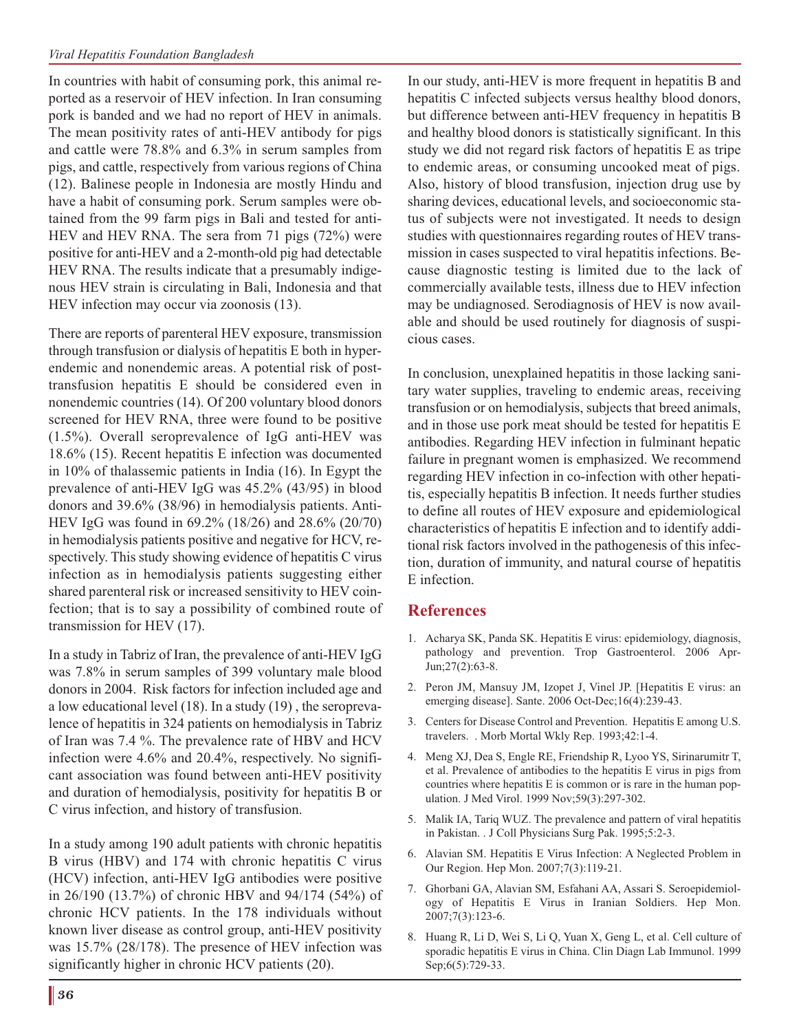In countries with habit of consuming pork, this animal reported as a reservoir of HEV infection. In Iran consuming pork is banded and we had no report of HEV in animals. The mean positivity rates of anti-HEV antibody for pigs and cattle were 78.8% and 6.3% in serum samples from pigs, and cattle, respectively from various regions of China (12). Balinese people in Indonesia are mostly Hindu and have a habit of consuming pork. Serum samples were obtained from the 99 farm pigs in Bali and tested for anti-HEV and HEV RNA. The sera from 71 pigs (72%) were positive for anti-HEV and a 2-month-old pig had detectable HEV RNA. The results indicate that a presumably indigenous HEV strain is circulating in Bali, Indonesia and that HEV infection may occur via zoonosis (13).

There are reports of parenteral HEV exposure, transmission through transfusion or dialysis of hepatitis E both in hyperendemic and nonendemic areas. A potential risk of post-transfusion hepatitis E should be considered even in nonendemic countries (14). Of 200 voluntary blood donors screened for HEV RNA, three were found to be positive (1.5%). Overall seroprevalence of IgG anti-HEV was 18.6% (15). Recent hepatitis E infection was documented in 10% of thalassemic patients in India (16). In Egypt the prevalence of anti-HEV IgG was 45.2% (43/95) in blood donors and 39.6% (38/96) in hemodialysis patients. Anti-HEV IgG was found in 69.2% (18/26) and 28.6% (20/70) in hemodialysis patients positive and negative for HCV, respectively. This study showing evidence of hepatitis C virus infection as in hemodialysis patients suggesting either shared parenteral risk or increased sensitivity to HEV coinfection; that is to say a possibility of combined route of transmission for HEV (17).

In a study in Tabriz of Iran, the prevalence of anti-HEV IgG was 7.8% in serum samples of 399 voluntary male blood donors in 2004. Risk factors for infection included age and a low educational level (18). In a study (19) , the seroprevalence of hepatitis in 324 patients on hemodialysis in Tabriz of Iran was 7.4 %. The prevalence rate of HBV and HCV infection were 4.6% and 20.4%, respectively. No significant association was found between anti-HEV positivity and duration of hemodialysis, positivity for hepatitis B or C virus infection, and history of transfusion.

In a study among 190 adult patients with chronic hepatitis B virus (HBV) and 174 with chronic hepatitis C virus (HCV) infection, anti-HEV IgG antibodies were positive in 26/190 (13.7%) of chronic HBV and 94/174 (54%) of chronic HCV patients. In the 178 individuals without known liver disease as control group, anti-HEV positivity was 15.7% (28/178). The presence of HEV infection was significantly higher in chronic HCV patients (20).

In our study, anti-HEV is more frequent in hepatitis B and hepatitis C infected subjects versus healthy blood donors, but difference between anti-HEV frequency in hepatitis B and healthy blood donors is statistically significant. In this study we did not regard risk factors of hepatitis E as tripe to endemic areas, or consuming uncooked meat of pigs. Also, history of blood transfusion, injection drug use by sharing devices, educational levels, and socioeconomic status of subjects were not investigated. It needs to design studies with questionnaires regarding routes of HEV transmission in cases suspected to viral hepatitis infections. Because diagnostic testing is limited due to the lack of commercially available tests, illness due to HEV infection may be undiagnosed. Serodiagnosis of HEV is now available and should be used routinely for diagnosis of suspicious cases.

In conclusion, unexplained hepatitis in those lacking sanitary water supplies, traveling to endemic areas, receiving transfusion or on hemodialysis, subjects that breed animals, and in those use pork meat should be tested for hepatitis E antibodies. Regarding HEV infection in fulminant hepatic failure in pregnant women is emphasized. We recommend regarding HEV infection in co-infection with other hepatitis, especially hepatitis B infection. It needs further studies to define all routes of HEV exposure and epidemiological characteristics of hepatitis E infection and to identify additional risk factors involved in the pathogenesis of this infection, duration of immunity, and natural course of hepatitis E infection.

## References

1. Acharya SK, Panda SK. Hepatitis E virus: epidemiology, diagnosis, pathology and prevention. Trop Gastroenterol. 2006 Apr-Jun;27(2):63-8.
2. Peron JM, Mansuy JM, Izopet J, Vinel JP. [Hepatitis E virus: an emerging disease]. Sante. 2006 Oct-Dec;16(4):239-43.
3. Centers for Disease Control and Prevention. Hepatitis E among U.S. travelers. . Morb Mortal Wkly Rep. 1993;42:1-4.
4. Meng XJ, Dea S, Engle RE, Friendship R, Lyoo YS, Sirinarumitr T, et al. Prevalence of antibodies to the hepatitis E virus in pigs from countries where hepatitis E is common or is rare in the human population. J Med Virol. 1999 Nov;59(3):297-302.
5. Malik IA, Tariq WUZ. The prevalence and pattern of viral hepatitis in Pakistan. . J Coll Physicians Surg Pak. 1995;5:2-3.
6. Alavian SM. Hepatitis E Virus Infection: A Neglected Problem in Our Region. Hep Mon. 2007;7(3):119-21.
7. Ghorbani GA, Alavian SM, Esfahani AA, Assari S. Seroepidemiology of Hepatitis E Virus in Iranian Soldiers. Hep Mon. 2007;7(3):123-6.
8. Huang R, Li D, Wei S, Li Q, Yuan X, Geng L, et al. Cell culture of sporadic hepatitis E virus in China. Clin Diagn Lab Immunol. 1999 Sep;6(5):729-33.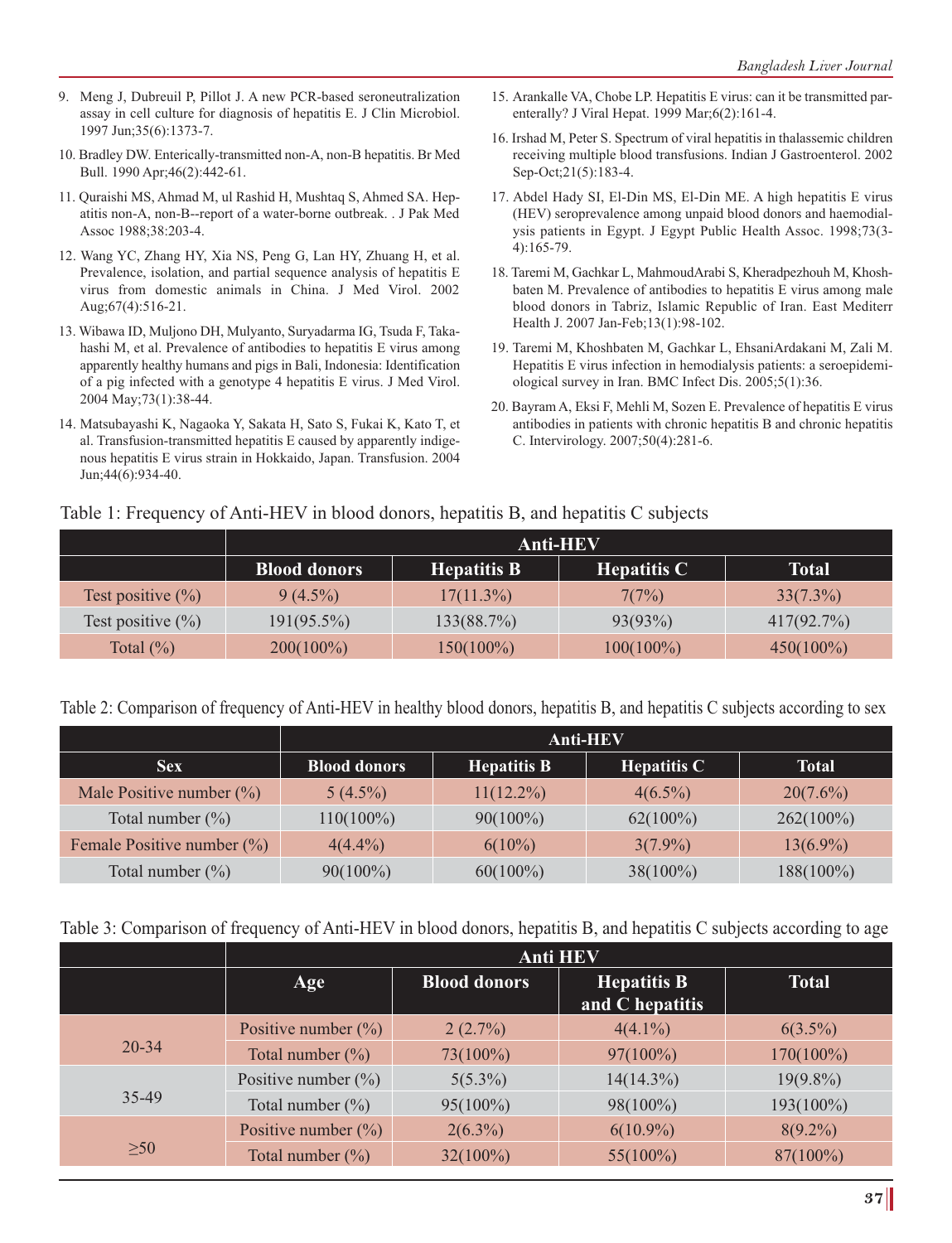9. Meng J, Dubreuil P, Pillot J. A new PCR-based seroneutralization assay in cell culture for diagnosis of hepatitis E. J Clin Microbiol. 1997 Jun;35(6):1373-7.
10. Bradley DW. Enterically-transmitted non-A, non-B hepatitis. Br Med Bull. 1990 Apr;46(2):442-61.
11. Quraishi MS, Ahmad M, ul Rashid H, Mushtaq S, Ahmed SA. Hepatitis non-A, non-B--report of a water-borne outbreak. . J Pak Med Assoc 1988;38:203-4.
12. Wang YC, Zhang HY, Xia NS, Peng G, Lan HY, Zhuang H, et al. Prevalence, isolation, and partial sequence analysis of hepatitis E virus from domestic animals in China. J Med Virol. 2002 Aug;67(4):516-21.
13. Wibawa ID, Muljono DH, Mulyanto, Suryadarma IG, Tsuda F, Takahashi M, et al. Prevalence of antibodies to hepatitis E virus among apparently healthy humans and pigs in Bali, Indonesia: Identification of a pig infected with a genotype 4 hepatitis E virus. J Med Virol. 2004 May;73(1):38-44.
14. Matsubayashi K, Nagaoka Y, Sakata H, Sato S, Fukai K, Kato T, et al. Transfusion-transmitted hepatitis E caused by apparently indigenous hepatitis E virus strain in Hokkaido, Japan. Transfusion. 2004 Jun;44(6):934-40.
15. Arankalle VA, Chobe LP. Hepatitis E virus: can it be transmitted parenterally? J Viral Hepat. 1999 Mar;6(2):161-4.
16. Irshad M, Peter S. Spectrum of viral hepatitis in thalassemic children receiving multiple blood transfusions. Indian J Gastroenterol. 2002 Sep-Oct;21(5):183-4.
17. Abdel Hady SI, El-Din MS, El-Din ME. A high hepatitis E virus (HEV) seroprevalence among unpaid blood donors and haemodialysis patients in Egypt. J Egypt Public Health Assoc. 1998;73(3-4):165-79.
18. Taremi M, Gachkar L, MahmoudArabi S, Kheradpezhouh M, Khoshbaten M. Prevalence of antibodies to hepatitis E virus among male blood donors in Tabriz, Islamic Republic of Iran. East Mediterr Health J. 2007 Jan-Feb;13(1):98-102.
19. Taremi M, Khoshbaten M, Gachkar L, EhsaniArdakani M, Zali M. Hepatitis E virus infection in hemodialysis patients: a seroepidemiological survey in Iran. BMC Infect Dis. 2005;5(1):36.
20. Bayram A, Eksi F, Mehli M, Sozen E. Prevalence of hepatitis E virus antibodies in patients with chronic hepatitis B and chronic hepatitis C. Intervirology. 2007;50(4):281-6.

Table 1: Frequency of Anti-HEV in blood donors, hepatitis B, and hepatitis C subjects

| | Anti-HEV | | | |
|---|---|---|---|---|
| | **Blood donors** | **Hepatitis B** | **Hepatitis C** | **Total** |
| Test positive (%) | 9 (4.5%) | 17(11.3%) | 7(7%) | 33(7.3%) |
| Test positive (%) | 191(95.5%) | 133(88.7%) | 93(93%) | 417(92.7%) |
| Total (%) | 200(100%) | 150(100%) | 100(100%) | 450(100%) |

Table 2: Comparison of frequency of Anti-HEV in healthy blood donors, hepatitis B, and hepatitis C subjects according to sex

| | Anti-HEV | | | |
|---|---|---|---|---|
| **Sex** | **Blood donors** | **Hepatitis B** | **Hepatitis C** | **Total** |
| Male Positive number (%) | 5 (4.5%) | 11(12.2%) | 4(6.5%) | 20(7.6%) |
| Total number (%) | 110(100%) | 90(100%) | 62(100%) | 262(100%) |
| Female Positive number (%) | 4(4.4%) | 6(10%) | 3(7.9%) | 13(6.9%) |
| Total number (%) | 90(100%) | 60(100%) | 38(100%) | 188(100%) |

Table 3: Comparison of frequency of Anti-HEV in blood donors, hepatitis B, and hepatitis C subjects according to age

| | Anti HEV | | | |
|---|---|---|---|---|
| | **Age** | **Blood donors** | **Hepatitis B and C hepatitis** | **Total** |
| 20-34 | Positive number (%) | 2 (2.7%) | 4(4.1%) | 6(3.5%) |
| | Total number (%) | 73(100%) | 97(100%) | 170(100%) |
| 35-49 | Positive number (%) | 5(5.3%) | 14(14.3%) | 19(9.8%) |
| | Total number (%) | 95(100%) | 98(100%) | 193(100%) |
| ≥50 | Positive number (%) | 2(6.3%) | 6(10.9%) | 8(9.2%) |
| | Total number (%) | 32(100%) | 55(100%) | 87(100%) |